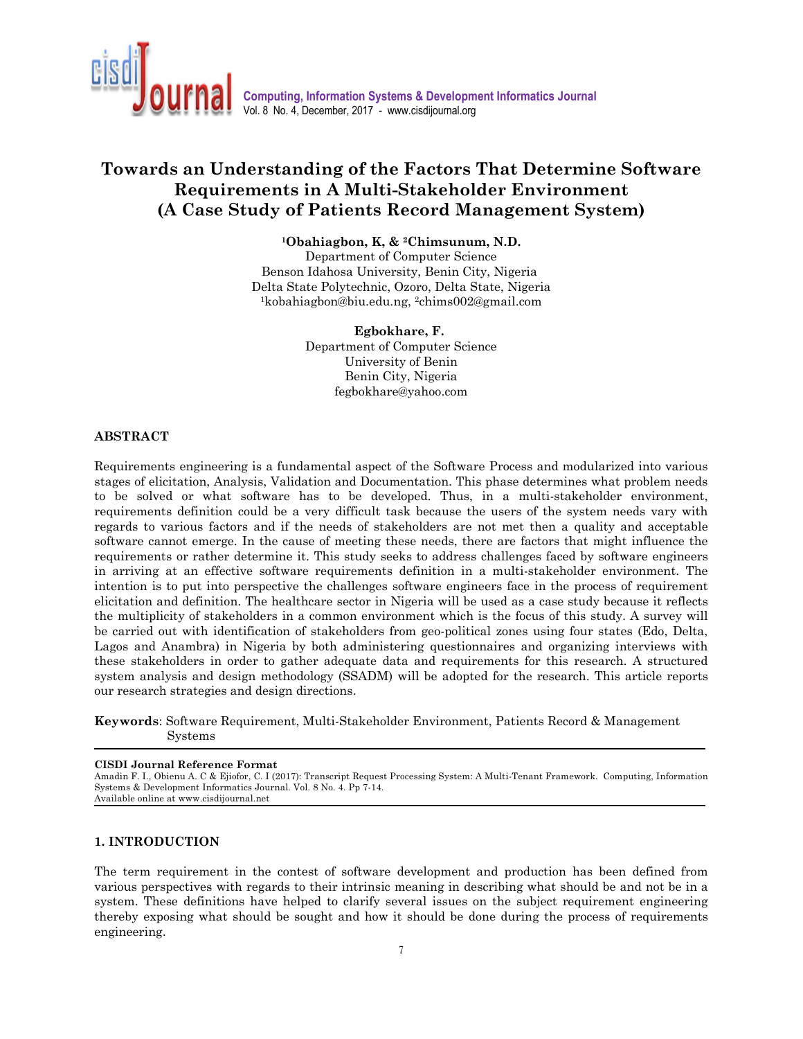# Towards an Understanding of the Factors That Determine Software Requirements in A Multi-Stakeholder Environment (A Case Study of Patients Record Management System)

**[1]Obahiagbon, K, & [2]Chimsunum, N.D.**
Department of Computer Science
Benson Idahosa University, Benin City, Nigeria
Delta State Polytechnic, Ozoro, Delta State, Nigeria
[1]kobahiagbon@biu.edu.ng, [2]chims002@gmail.com

**Egbokhare, F.**
Department of Computer Science
University of Benin
Benin City, Nigeria
fegbokhare@yahoo.com

## ABSTRACT

Requirements engineering is a fundamental aspect of the Software Process and modularized into various stages of elicitation, Analysis, Validation and Documentation. This phase determines what problem needs to be solved or what software has to be developed. Thus, in a multi-stakeholder environment, requirements definition could be a very difficult task because the users of the system needs vary with regards to various factors and if the needs of stakeholders are not met then a quality and acceptable software cannot emerge. In the cause of meeting these needs, there are factors that might influence the requirements or rather determine it. This study seeks to address challenges faced by software engineers in arriving at an effective software requirements definition in a multi-stakeholder environment. The intention is to put into perspective the challenges software engineers face in the process of requirement elicitation and definition. The healthcare sector in Nigeria will be used as a case study because it reflects the multiplicity of stakeholders in a common environment which is the focus of this study. A survey will be carried out with identification of stakeholders from geo-political zones using four states (Edo, Delta, Lagos and Anambra) in Nigeria by both administering questionnaires and organizing interviews with these stakeholders in order to gather adequate data and requirements for this research. A structured system analysis and design methodology (SSADM) will be adopted for the research. This article reports our research strategies and design directions.

**Keywords**: Software Requirement, Multi-Stakeholder Environment, Patients Record & Management Systems

---

**CISDI Journal Reference Format**
Amadin F. I., Obienu A. C & Ejiofor, C. I (2017): Transcript Request Processing System: A Multi-Tenant Framework. Computing, Information Systems & Development Informatics Journal. Vol. 8 No. 4. Pp 7-14.
Available online at www.cisdijournal.net

---

## 1. INTRODUCTION

The term requirement in the contest of software development and production has been defined from various perspectives with regards to their intrinsic meaning in describing what should be and not be in a system. These definitions have helped to clarify several issues on the subject requirement engineering thereby exposing what should be sought and how it should be done during the process of requirements engineering.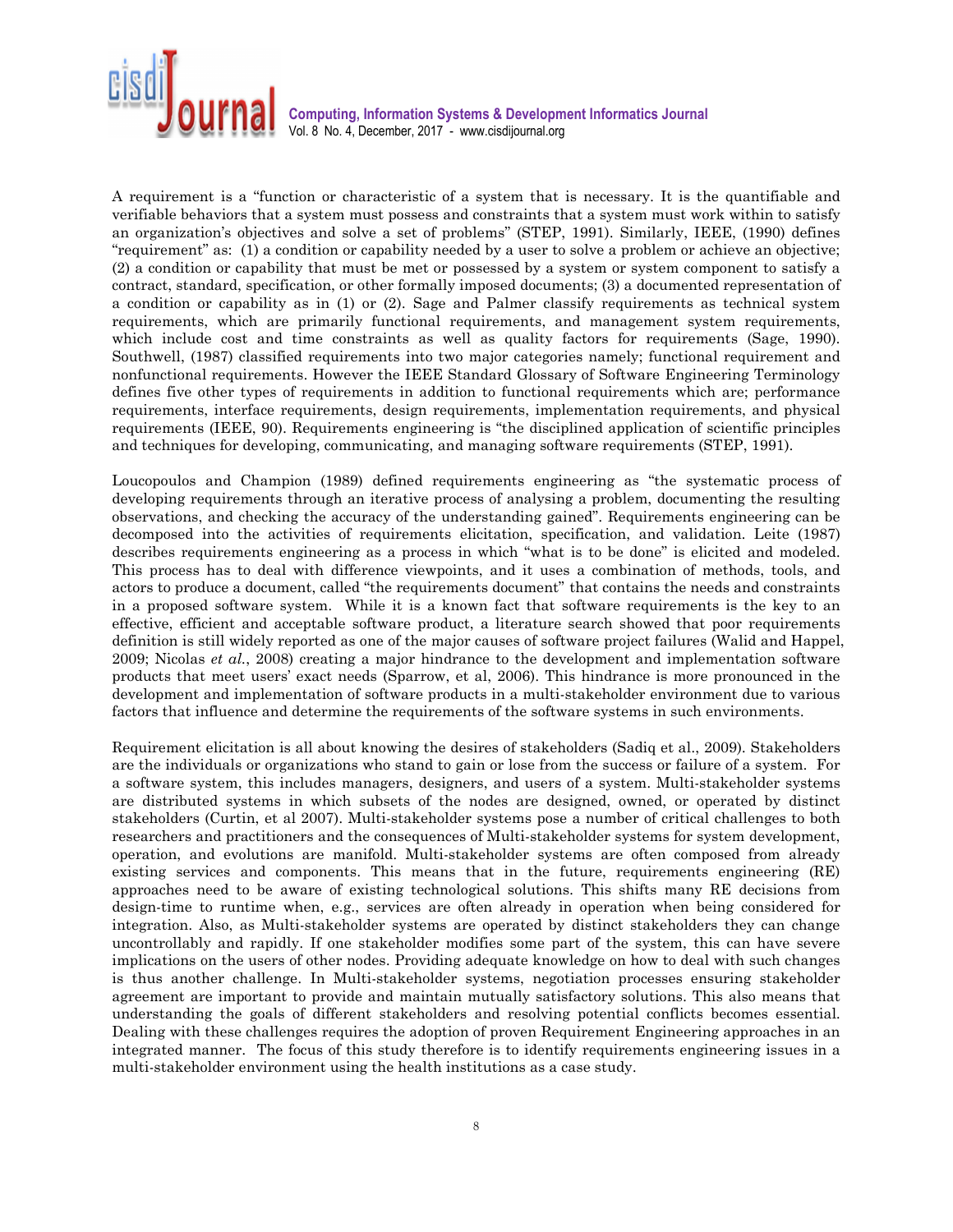A requirement is a "function or characteristic of a system that is necessary. It is the quantifiable and verifiable behaviors that a system must possess and constraints that a system must work within to satisfy an organization's objectives and solve a set of problems" (STEP, 1991). Similarly, IEEE, (1990) defines "requirement" as: (1) a condition or capability needed by a user to solve a problem or achieve an objective; (2) a condition or capability that must be met or possessed by a system or system component to satisfy a contract, standard, specification, or other formally imposed documents; (3) a documented representation of a condition or capability as in (1) or (2). Sage and Palmer classify requirements as technical system requirements, which are primarily functional requirements, and management system requirements, which include cost and time constraints as well as quality factors for requirements (Sage, 1990). Southwell, (1987) classified requirements into two major categories namely; functional requirement and nonfunctional requirements. However the IEEE Standard Glossary of Software Engineering Terminology defines five other types of requirements in addition to functional requirements which are; performance requirements, interface requirements, design requirements, implementation requirements, and physical requirements (IEEE, 90). Requirements engineering is "the disciplined application of scientific principles and techniques for developing, communicating, and managing software requirements (STEP, 1991).

Loucopoulos and Champion (1989) defined requirements engineering as "the systematic process of developing requirements through an iterative process of analysing a problem, documenting the resulting observations, and checking the accuracy of the understanding gained". Requirements engineering can be decomposed into the activities of requirements elicitation, specification, and validation. Leite (1987) describes requirements engineering as a process in which "what is to be done" is elicited and modeled. This process has to deal with difference viewpoints, and it uses a combination of methods, tools, and actors to produce a document, called "the requirements document" that contains the needs and constraints in a proposed software system. While it is a known fact that software requirements is the key to an effective, efficient and acceptable software product, a literature search showed that poor requirements definition is still widely reported as one of the major causes of software project failures (Walid and Happel, 2009; Nicolas *et al.*, 2008) creating a major hindrance to the development and implementation software products that meet users' exact needs (Sparrow, et al, 2006). This hindrance is more pronounced in the development and implementation of software products in a multi-stakeholder environment due to various factors that influence and determine the requirements of the software systems in such environments.

Requirement elicitation is all about knowing the desires of stakeholders (Sadiq et al., 2009). Stakeholders are the individuals or organizations who stand to gain or lose from the success or failure of a system. For a software system, this includes managers, designers, and users of a system. Multi-stakeholder systems are distributed systems in which subsets of the nodes are designed, owned, or operated by distinct stakeholders (Curtin, et al 2007). Multi-stakeholder systems pose a number of critical challenges to both researchers and practitioners and the consequences of Multi-stakeholder systems for system development, operation, and evolutions are manifold. Multi-stakeholder systems are often composed from already existing services and components. This means that in the future, requirements engineering (RE) approaches need to be aware of existing technological solutions. This shifts many RE decisions from design-time to runtime when, e.g., services are often already in operation when being considered for integration. Also, as Multi-stakeholder systems are operated by distinct stakeholders they can change uncontrollably and rapidly. If one stakeholder modifies some part of the system, this can have severe implications on the users of other nodes. Providing adequate knowledge on how to deal with such changes is thus another challenge. In Multi-stakeholder systems, negotiation processes ensuring stakeholder agreement are important to provide and maintain mutually satisfactory solutions. This also means that understanding the goals of different stakeholders and resolving potential conflicts becomes essential. Dealing with these challenges requires the adoption of proven Requirement Engineering approaches in an integrated manner. The focus of this study therefore is to identify requirements engineering issues in a multi-stakeholder environment using the health institutions as a case study.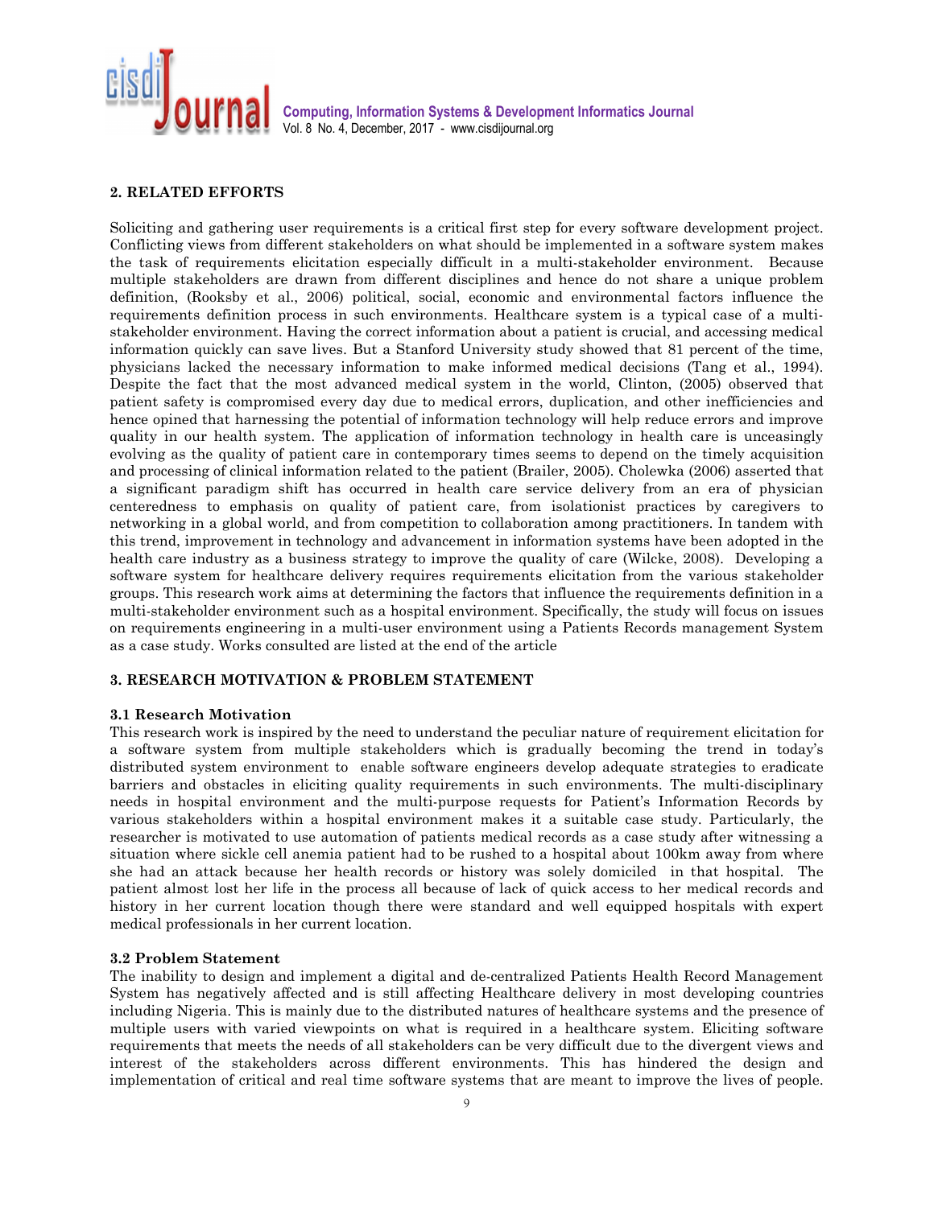## 2. RELATED EFFORTS

Soliciting and gathering user requirements is a critical first step for every software development project. Conflicting views from different stakeholders on what should be implemented in a software system makes the task of requirements elicitation especially difficult in a multi-stakeholder environment. Because multiple stakeholders are drawn from different disciplines and hence do not share a unique problem definition, (Rooksby et al., 2006) political, social, economic and environmental factors influence the requirements definition process in such environments. Healthcare system is a typical case of a multi-stakeholder environment. Having the correct information about a patient is crucial, and accessing medical information quickly can save lives. But a Stanford University study showed that 81 percent of the time, physicians lacked the necessary information to make informed medical decisions (Tang et al., 1994). Despite the fact that the most advanced medical system in the world, Clinton, (2005) observed that patient safety is compromised every day due to medical errors, duplication, and other inefficiencies and hence opined that harnessing the potential of information technology will help reduce errors and improve quality in our health system. The application of information technology in health care is unceasingly evolving as the quality of patient care in contemporary times seems to depend on the timely acquisition and processing of clinical information related to the patient (Brailer, 2005). Cholewka (2006) asserted that a significant paradigm shift has occurred in health care service delivery from an era of physician centeredness to emphasis on quality of patient care, from isolationist practices by caregivers to networking in a global world, and from competition to collaboration among practitioners. In tandem with this trend, improvement in technology and advancement in information systems have been adopted in the health care industry as a business strategy to improve the quality of care (Wilcke, 2008). Developing a software system for healthcare delivery requires requirements elicitation from the various stakeholder groups. This research work aims at determining the factors that influence the requirements definition in a multi-stakeholder environment such as a hospital environment. Specifically, the study will focus on issues on requirements engineering in a multi-user environment using a Patients Records management System as a case study. Works consulted are listed at the end of the article

## 3. RESEARCH MOTIVATION & PROBLEM STATEMENT

### 3.1 Research Motivation

This research work is inspired by the need to understand the peculiar nature of requirement elicitation for a software system from multiple stakeholders which is gradually becoming the trend in today's distributed system environment to enable software engineers develop adequate strategies to eradicate barriers and obstacles in eliciting quality requirements in such environments. The multi-disciplinary needs in hospital environment and the multi-purpose requests for Patient's Information Records by various stakeholders within a hospital environment makes it a suitable case study. Particularly, the researcher is motivated to use automation of patients medical records as a case study after witnessing a situation where sickle cell anemia patient had to be rushed to a hospital about 100km away from where she had an attack because her health records or history was solely domiciled in that hospital. The patient almost lost her life in the process all because of lack of quick access to her medical records and history in her current location though there were standard and well equipped hospitals with expert medical professionals in her current location.

### 3.2 Problem Statement

The inability to design and implement a digital and de-centralized Patients Health Record Management System has negatively affected and is still affecting Healthcare delivery in most developing countries including Nigeria. This is mainly due to the distributed natures of healthcare systems and the presence of multiple users with varied viewpoints on what is required in a healthcare system. Eliciting software requirements that meets the needs of all stakeholders can be very difficult due to the divergent views and interest of the stakeholders across different environments. This has hindered the design and implementation of critical and real time software systems that are meant to improve the lives of people.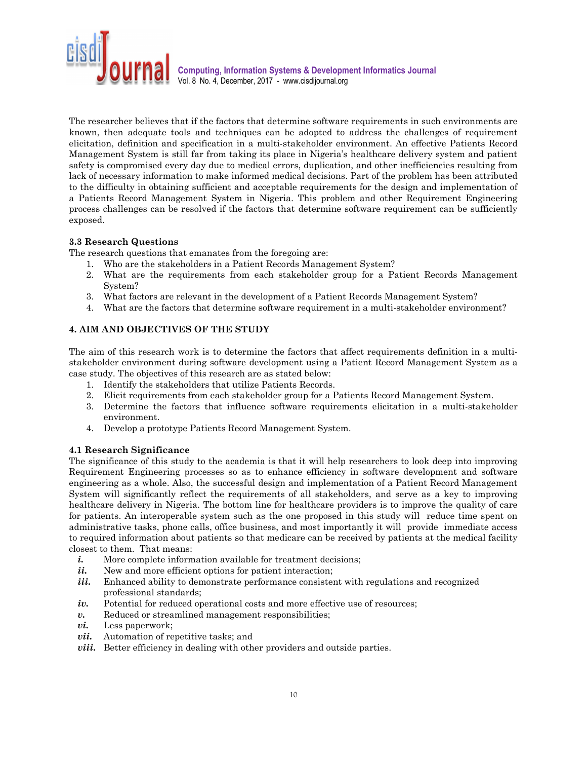The researcher believes that if the factors that determine software requirements in such environments are known, then adequate tools and techniques can be adopted to address the challenges of requirement elicitation, definition and specification in a multi-stakeholder environment. An effective Patients Record Management System is still far from taking its place in Nigeria's healthcare delivery system and patient safety is compromised every day due to medical errors, duplication, and other inefficiencies resulting from lack of necessary information to make informed medical decisions. Part of the problem has been attributed to the difficulty in obtaining sufficient and acceptable requirements for the design and implementation of a Patients Record Management System in Nigeria. This problem and other Requirement Engineering process challenges can be resolved if the factors that determine software requirement can be sufficiently exposed.

### 3.3 Research Questions

The research questions that emanates from the foregoing are:

1. Who are the stakeholders in a Patient Records Management System?
2. What are the requirements from each stakeholder group for a Patient Records Management System?
3. What factors are relevant in the development of a Patient Records Management System?
4. What are the factors that determine software requirement in a multi-stakeholder environment?

## 4. AIM AND OBJECTIVES OF THE STUDY

The aim of this research work is to determine the factors that affect requirements definition in a multi-stakeholder environment during software development using a Patient Record Management System as a case study. The objectives of this research are as stated below:

1. Identify the stakeholders that utilize Patients Records.
2. Elicit requirements from each stakeholder group for a Patients Record Management System.
3. Determine the factors that influence software requirements elicitation in a multi-stakeholder environment.
4. Develop a prototype Patients Record Management System.

### 4.1 Research Significance

The significance of this study to the academia is that it will help researchers to look deep into improving Requirement Engineering processes so as to enhance efficiency in software development and software engineering as a whole. Also, the successful design and implementation of a Patient Record Management System will significantly reflect the requirements of all stakeholders, and serve as a key to improving healthcare delivery in Nigeria. The bottom line for healthcare providers is to improve the quality of care for patients. An interoperable system such as the one proposed in this study will reduce time spent on administrative tasks, phone calls, office business, and most importantly it will provide immediate access to required information about patients so that medicare can be received by patients at the medical facility closest to them. That means:

- ***i.*** More complete information available for treatment decisions;
- ***ii.*** New and more efficient options for patient interaction;
- ***iii.*** Enhanced ability to demonstrate performance consistent with regulations and recognized professional standards;
- ***iv.*** Potential for reduced operational costs and more effective use of resources;
- ***v.*** Reduced or streamlined management responsibilities;
- ***vi.*** Less paperwork;
- ***vii.*** Automation of repetitive tasks; and
- ***viii.*** Better efficiency in dealing with other providers and outside parties.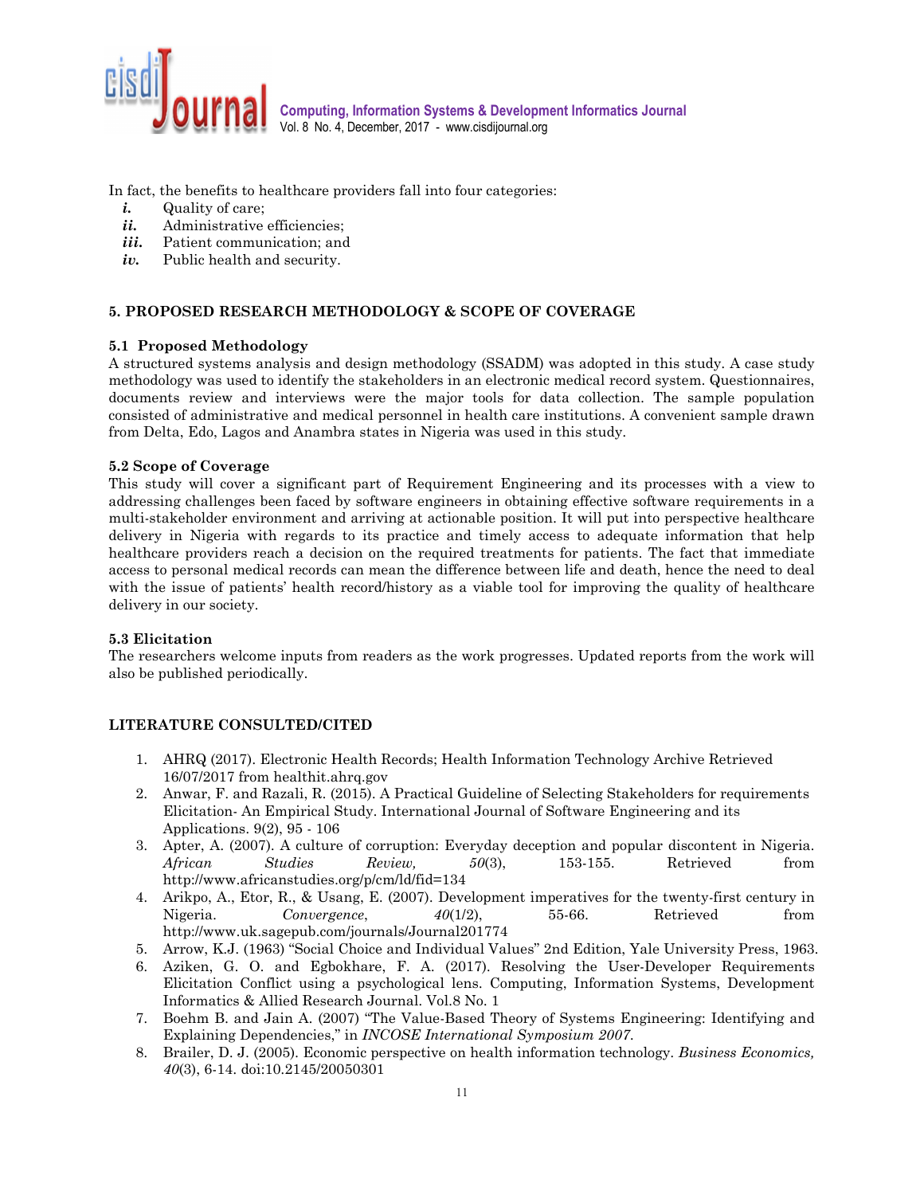In fact, the benefits to healthcare providers fall into four categories:

- ***i.*** Quality of care;
- ***ii.*** Administrative efficiencies;
- ***iii.*** Patient communication; and
- ***iv.*** Public health and security.

## 5. PROPOSED RESEARCH METHODOLOGY & SCOPE OF COVERAGE

### 5.1 Proposed Methodology

A structured systems analysis and design methodology (SSADM) was adopted in this study. A case study methodology was used to identify the stakeholders in an electronic medical record system. Questionnaires, documents review and interviews were the major tools for data collection. The sample population consisted of administrative and medical personnel in health care institutions. A convenient sample drawn from Delta, Edo, Lagos and Anambra states in Nigeria was used in this study.

### 5.2 Scope of Coverage

This study will cover a significant part of Requirement Engineering and its processes with a view to addressing challenges been faced by software engineers in obtaining effective software requirements in a multi-stakeholder environment and arriving at actionable position. It will put into perspective healthcare delivery in Nigeria with regards to its practice and timely access to adequate information that help healthcare providers reach a decision on the required treatments for patients. The fact that immediate access to personal medical records can mean the difference between life and death, hence the need to deal with the issue of patients' health record/history as a viable tool for improving the quality of healthcare delivery in our society.

### 5.3 Elicitation

The researchers welcome inputs from readers as the work progresses. Updated reports from the work will also be published periodically.

## LITERATURE CONSULTED/CITED

1. AHRQ (2017). Electronic Health Records; Health Information Technology Archive Retrieved 16/07/2017 from healthit.ahrq.gov
2. Anwar, F. and Razali, R. (2015). A Practical Guideline of Selecting Stakeholders for requirements Elicitation- An Empirical Study. International Journal of Software Engineering and its Applications. 9(2), 95 - 106
3. Apter, A. (2007). A culture of corruption: Everyday deception and popular discontent in Nigeria. *African Studies Review, 50*(3), 153-155. Retrieved from http://www.africanstudies.org/p/cm/ld/fid=134
4. Arikpo, A., Etor, R., & Usang, E. (2007). Development imperatives for the twenty-first century in Nigeria. *Convergence*, *40*(1/2), 55-66. Retrieved from http://www.uk.sagepub.com/journals/Journal201774
5. Arrow, K.J. (1963) "Social Choice and Individual Values" 2nd Edition, Yale University Press, 1963.
6. Aziken, G. O. and Egbokhare, F. A. (2017). Resolving the User-Developer Requirements Elicitation Conflict using a psychological lens. Computing, Information Systems, Development Informatics & Allied Research Journal. Vol.8 No. 1
7. Boehm B. and Jain A. (2007) "The Value-Based Theory of Systems Engineering: Identifying and Explaining Dependencies," in *INCOSE International Symposium 2007*.
8. Brailer, D. J. (2005). Economic perspective on health information technology. *Business Economics, 40*(3), 6-14. doi:10.2145/20050301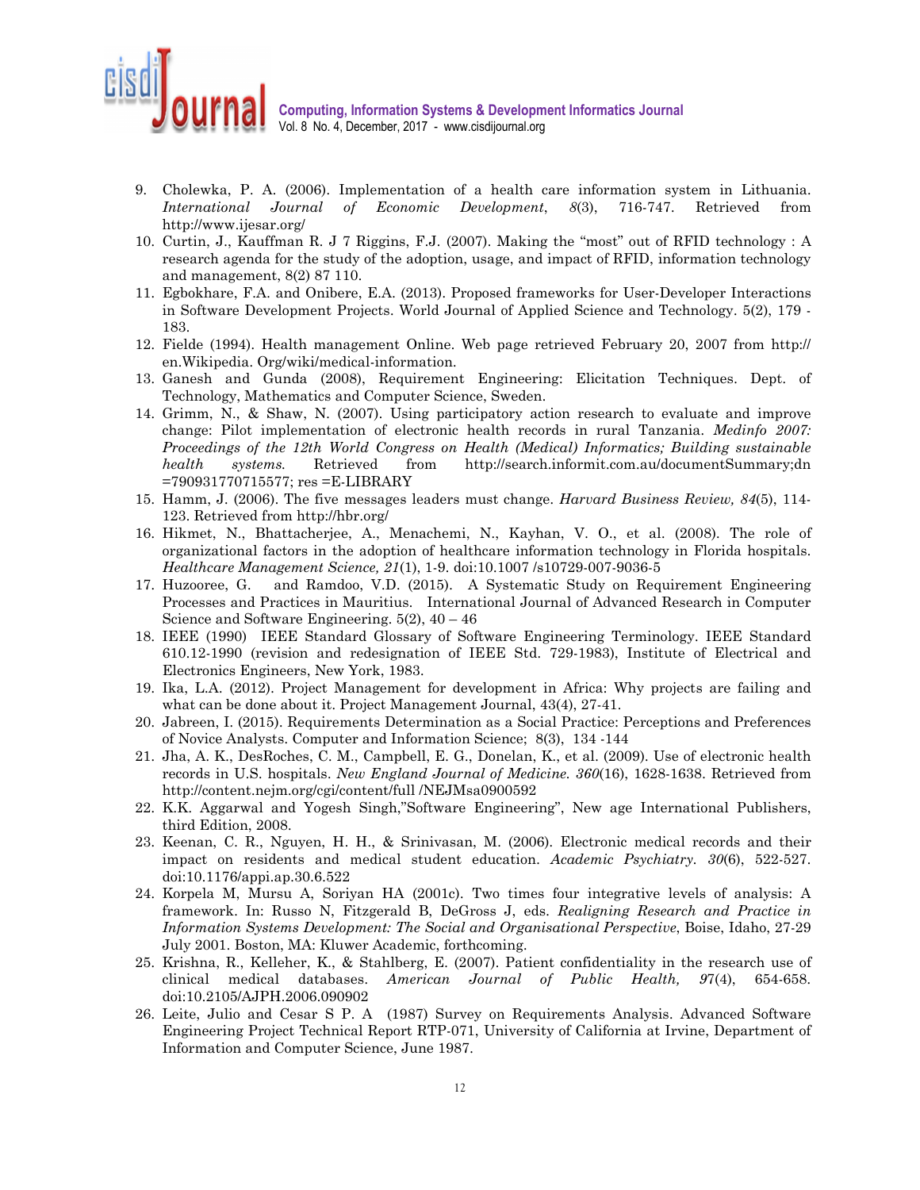9. Cholewka, P. A. (2006). Implementation of a health care information system in Lithuania. *International Journal of Economic Development*, *8*(3), 716-747. Retrieved from http://www.ijesar.org/
10. Curtin, J., Kauffman R. J 7 Riggins, F.J. (2007). Making the "most" out of RFID technology : A research agenda for the study of the adoption, usage, and impact of RFID, information technology and management, 8(2) 87 110.
11. Egbokhare, F.A. and Onibere, E.A. (2013). Proposed frameworks for User-Developer Interactions in Software Development Projects. World Journal of Applied Science and Technology. 5(2), 179 - 183.
12. Fielde (1994). Health management Online. Web page retrieved February 20, 2007 from http:// en.Wikipedia. Org/wiki/medical-information.
13. Ganesh and Gunda (2008), Requirement Engineering: Elicitation Techniques. Dept. of Technology, Mathematics and Computer Science, Sweden.
14. Grimm, N., & Shaw, N. (2007). Using participatory action research to evaluate and improve change: Pilot implementation of electronic health records in rural Tanzania. *Medinfo 2007: Proceedings of the 12th World Congress on Health (Medical) Informatics; Building sustainable health systems.* Retrieved from http://search.informit.com.au/documentSummary;dn =790931770715577; res =E-LIBRARY
15. Hamm, J. (2006). The five messages leaders must change. *Harvard Business Review, 84*(5), 114-123. Retrieved from http://hbr.org/
16. Hikmet, N., Bhattacherjee, A., Menachemi, N., Kayhan, V. O., et al. (2008). The role of organizational factors in the adoption of healthcare information technology in Florida hospitals. *Healthcare Management Science, 21*(1), 1-9. doi:10.1007 /s10729-007-9036-5
17. Huzooree, G. and Ramdoo, V.D. (2015). A Systematic Study on Requirement Engineering Processes and Practices in Mauritius. International Journal of Advanced Research in Computer Science and Software Engineering. 5(2), 40 – 46
18. IEEE (1990) IEEE Standard Glossary of Software Engineering Terminology. IEEE Standard 610.12-1990 (revision and redesignation of IEEE Std. 729-1983), Institute of Electrical and Electronics Engineers, New York, 1983.
19. Ika, L.A. (2012). Project Management for development in Africa: Why projects are failing and what can be done about it. Project Management Journal, 43(4), 27-41.
20. Jabreen, I. (2015). Requirements Determination as a Social Practice: Perceptions and Preferences of Novice Analysts. Computer and Information Science; 8(3), 134 -144
21. Jha, A. K., DesRoches, C. M., Campbell, E. G., Donelan, K., et al. (2009). Use of electronic health records in U.S. hospitals. *New England Journal of Medicine. 360*(16), 1628-1638. Retrieved from http://content.nejm.org/cgi/content/full /NEJMsa0900592
22. K.K. Aggarwal and Yogesh Singh,"Software Engineering", New age International Publishers, third Edition, 2008.
23. Keenan, C. R., Nguyen, H. H., & Srinivasan, M. (2006). Electronic medical records and their impact on residents and medical student education. *Academic Psychiatry. 30*(6), 522-527. doi:10.1176/appi.ap.30.6.522
24. Korpela M, Mursu A, Soriyan HA (2001c). Two times four integrative levels of analysis: A framework. In: Russo N, Fitzgerald B, DeGross J, eds. *Realigning Research and Practice in Information Systems Development: The Social and Organisational Perspective*, Boise, Idaho, 27-29 July 2001. Boston, MA: Kluwer Academic, forthcoming.
25. Krishna, R., Kelleher, K., & Stahlberg, E. (2007). Patient confidentiality in the research use of clinical medical databases. *American Journal of Public Health, 97*(4), 654-658. doi:10.2105/AJPH.2006.090902
26. Leite, Julio and Cesar S P. A (1987) Survey on Requirements Analysis. Advanced Software Engineering Project Technical Report RTP-071, University of California at Irvine, Department of Information and Computer Science, June 1987.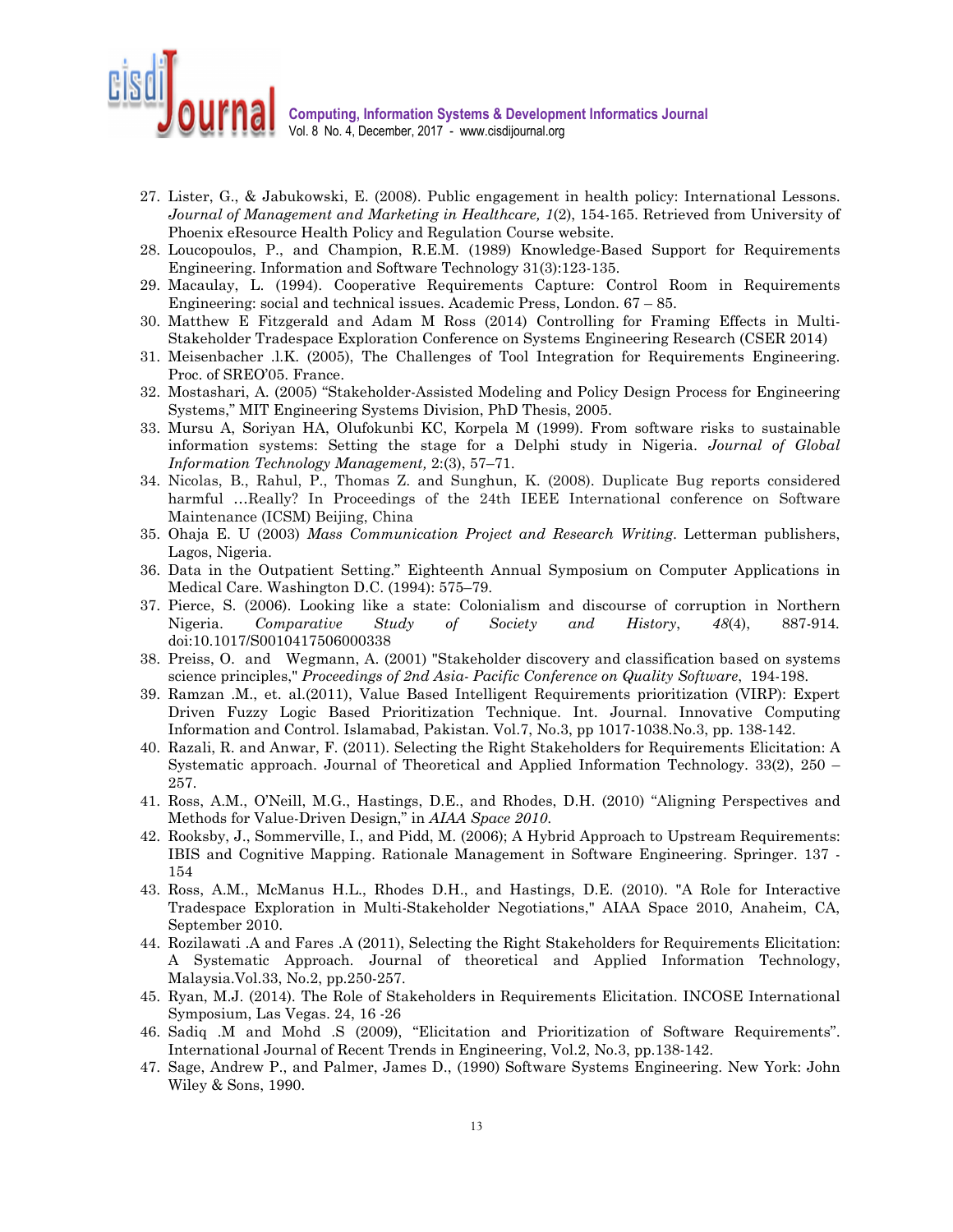27. Lister, G., & Jabukowski, E. (2008). Public engagement in health policy: International Lessons. *Journal of Management and Marketing in Healthcare, 1*(2), 154-165. Retrieved from University of Phoenix eResource Health Policy and Regulation Course website.
28. Loucopoulos, P., and Champion, R.E.M. (1989) Knowledge-Based Support for Requirements Engineering. Information and Software Technology 31(3):123-135.
29. Macaulay, L. (1994). Cooperative Requirements Capture: Control Room in Requirements Engineering: social and technical issues. Academic Press, London. 67 – 85.
30. Matthew E Fitzgerald and Adam M Ross (2014) Controlling for Framing Effects in Multi-Stakeholder Tradespace Exploration Conference on Systems Engineering Research (CSER 2014)
31. Meisenbacher .l.K. (2005), The Challenges of Tool Integration for Requirements Engineering. Proc. of SREO'05. France.
32. Mostashari, A. (2005) "Stakeholder-Assisted Modeling and Policy Design Process for Engineering Systems," MIT Engineering Systems Division, PhD Thesis, 2005.
33. Mursu A, Soriyan HA, Olufokunbi KC, Korpela M (1999). From software risks to sustainable information systems: Setting the stage for a Delphi study in Nigeria. *Journal of Global Information Technology Management,* 2:(3), 57–71.
34. Nicolas, B., Rahul, P., Thomas Z. and Sunghun, K. (2008). Duplicate Bug reports considered harmful …Really? In Proceedings of the 24th IEEE International conference on Software Maintenance (ICSM) Beijing, China
35. Ohaja E. U (2003) *Mass Communication Project and Research Writing*. Letterman publishers, Lagos, Nigeria.
36. Data in the Outpatient Setting." Eighteenth Annual Symposium on Computer Applications in Medical Care. Washington D.C. (1994): 575–79.
37. Pierce, S. (2006). Looking like a state: Colonialism and discourse of corruption in Northern Nigeria. *Comparative Study of Society and History*, *48*(4), 887-914. doi:10.1017/S0010417506000338
38. Preiss, O. and Wegmann, A. (2001) "Stakeholder discovery and classification based on systems science principles," *Proceedings of 2nd Asia- Pacific Conference on Quality Software*, 194-198.
39. Ramzan .M., et. al.(2011), Value Based Intelligent Requirements prioritization (VIRP): Expert Driven Fuzzy Logic Based Prioritization Technique. Int. Journal. Innovative Computing Information and Control. Islamabad, Pakistan. Vol.7, No.3, pp 1017-1038.No.3, pp. 138-142.
40. Razali, R. and Anwar, F. (2011). Selecting the Right Stakeholders for Requirements Elicitation: A Systematic approach. Journal of Theoretical and Applied Information Technology. 33(2), 250 – 257.
41. Ross, A.M., O'Neill, M.G., Hastings, D.E., and Rhodes, D.H. (2010) "Aligning Perspectives and Methods for Value-Driven Design," in *AIAA Space 2010*.
42. Rooksby, J., Sommerville, I., and Pidd, M. (2006); A Hybrid Approach to Upstream Requirements: IBIS and Cognitive Mapping. Rationale Management in Software Engineering. Springer. 137 - 154
43. Ross, A.M., McManus H.L., Rhodes D.H., and Hastings, D.E. (2010). "A Role for Interactive Tradespace Exploration in Multi-Stakeholder Negotiations," AIAA Space 2010, Anaheim, CA, September 2010.
44. Rozilawati .A and Fares .A (2011), Selecting the Right Stakeholders for Requirements Elicitation: A Systematic Approach. Journal of theoretical and Applied Information Technology, Malaysia.Vol.33, No.2, pp.250-257.
45. Ryan, M.J. (2014). The Role of Stakeholders in Requirements Elicitation. INCOSE International Symposium, Las Vegas. 24, 16 -26
46. Sadiq .M and Mohd .S (2009), "Elicitation and Prioritization of Software Requirements". International Journal of Recent Trends in Engineering, Vol.2, No.3, pp.138-142.
47. Sage, Andrew P., and Palmer, James D., (1990) Software Systems Engineering. New York: John Wiley & Sons, 1990.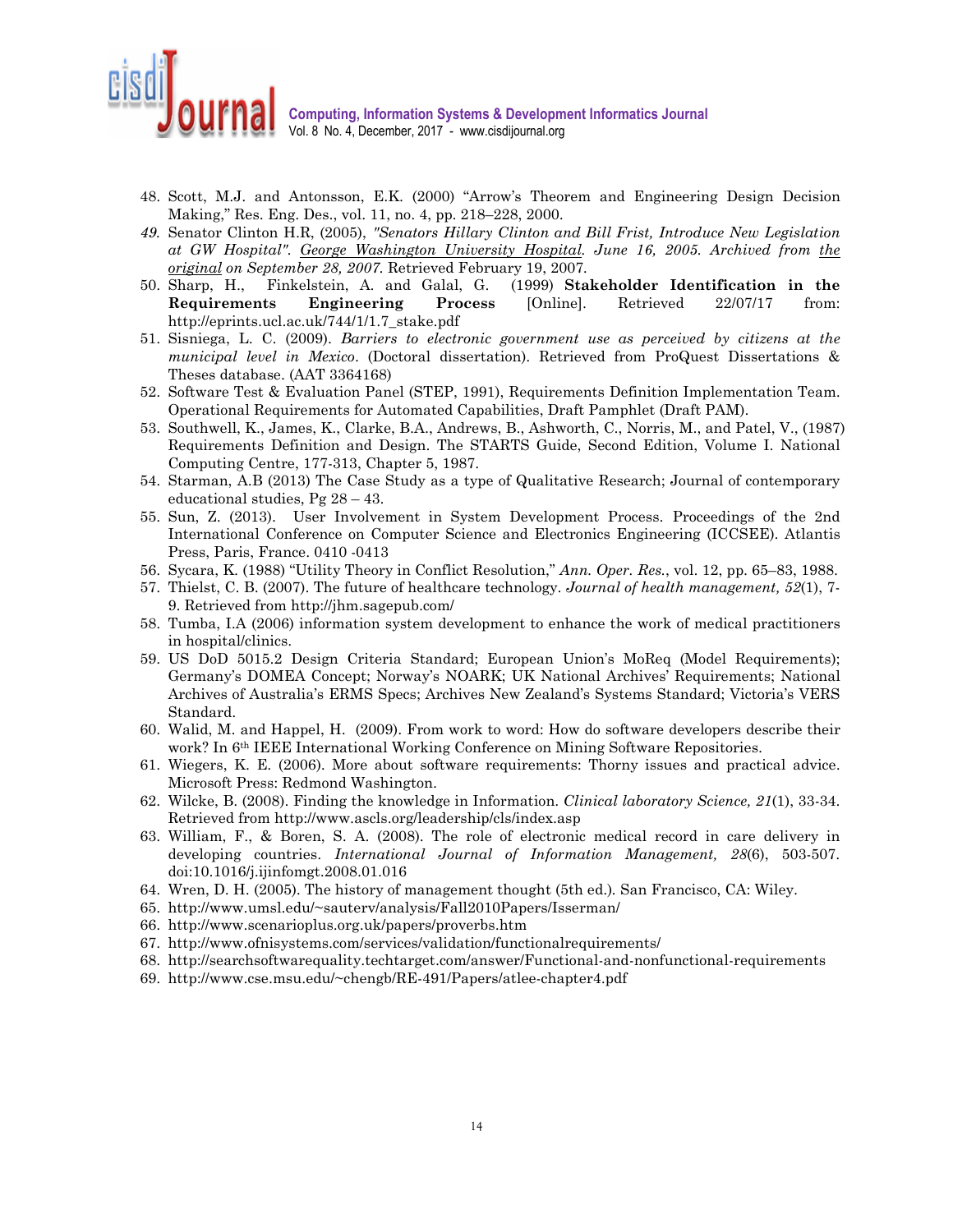48. Scott, M.J. and Antonsson, E.K. (2000) "Arrow's Theorem and Engineering Design Decision Making," Res. Eng. Des., vol. 11, no. 4, pp. 218–228, 2000.
49. Senator Clinton H.R, (2005), *"Senators Hillary Clinton and Bill Frist, Introduce New Legislation at GW Hospital". George Washington University Hospital. June 16, 2005. Archived from the original on September 28, 2007.* Retrieved February 19, 2007.
50. Sharp, H., Finkelstein, A. and Galal, G. (1999) **Stakeholder Identification in the Requirements Engineering Process** [Online]. Retrieved 22/07/17 from: http://eprints.ucl.ac.uk/744/1/1.7_stake.pdf
51. Sisniega, L. C. (2009). *Barriers to electronic government use as perceived by citizens at the municipal level in Mexico*. (Doctoral dissertation). Retrieved from ProQuest Dissertations & Theses database. (AAT 3364168)
52. Software Test & Evaluation Panel (STEP, 1991), Requirements Definition Implementation Team. Operational Requirements for Automated Capabilities, Draft Pamphlet (Draft PAM).
53. Southwell, K., James, K., Clarke, B.A., Andrews, B., Ashworth, C., Norris, M., and Patel, V., (1987) Requirements Definition and Design. The STARTS Guide, Second Edition, Volume I. National Computing Centre, 177-313, Chapter 5, 1987.
54. Starman, A.B (2013) The Case Study as a type of Qualitative Research; Journal of contemporary educational studies, Pg 28 – 43.
55. Sun, Z. (2013). User Involvement in System Development Process. Proceedings of the 2nd International Conference on Computer Science and Electronics Engineering (ICCSEE). Atlantis Press, Paris, France. 0410 -0413
56. Sycara, K. (1988) "Utility Theory in Conflict Resolution," *Ann. Oper. Res.*, vol. 12, pp. 65–83, 1988.
57. Thielst, C. B. (2007). The future of healthcare technology. *Journal of health management, 52*(1), 7-9. Retrieved from http://jhm.sagepub.com/
58. Tumba, I.A (2006) information system development to enhance the work of medical practitioners in hospital/clinics.
59. US DoD 5015.2 Design Criteria Standard; European Union's MoReq (Model Requirements); Germany's DOMEA Concept; Norway's NOARK; UK National Archives' Requirements; National Archives of Australia's ERMS Specs; Archives New Zealand's Systems Standard; Victoria's VERS Standard.
60. Walid, M. and Happel, H. (2009). From work to word: How do software developers describe their work? In 6th IEEE International Working Conference on Mining Software Repositories.
61. Wiegers, K. E. (2006). More about software requirements: Thorny issues and practical advice. Microsoft Press: Redmond Washington.
62. Wilcke, B. (2008). Finding the knowledge in Information. *Clinical laboratory Science, 21*(1), 33-34. Retrieved from http://www.ascls.org/leadership/cls/index.asp
63. William, F., & Boren, S. A. (2008). The role of electronic medical record in care delivery in developing countries. *International Journal of Information Management, 28*(6), 503-507. doi:10.1016/j.ijinfomgt.2008.01.016
64. Wren, D. H. (2005). The history of management thought (5th ed.). San Francisco, CA: Wiley.
65. http://www.umsl.edu/~sauterv/analysis/Fall2010Papers/Isserman/
66. http://www.scenarioplus.org.uk/papers/proverbs.htm
67. http://www.ofnisystems.com/services/validation/functionalrequirements/
68. http://searchsoftwarequality.techtarget.com/answer/Functional-and-nonfunctional-requirements
69. http://www.cse.msu.edu/~chengb/RE-491/Papers/atlee-chapter4.pdf